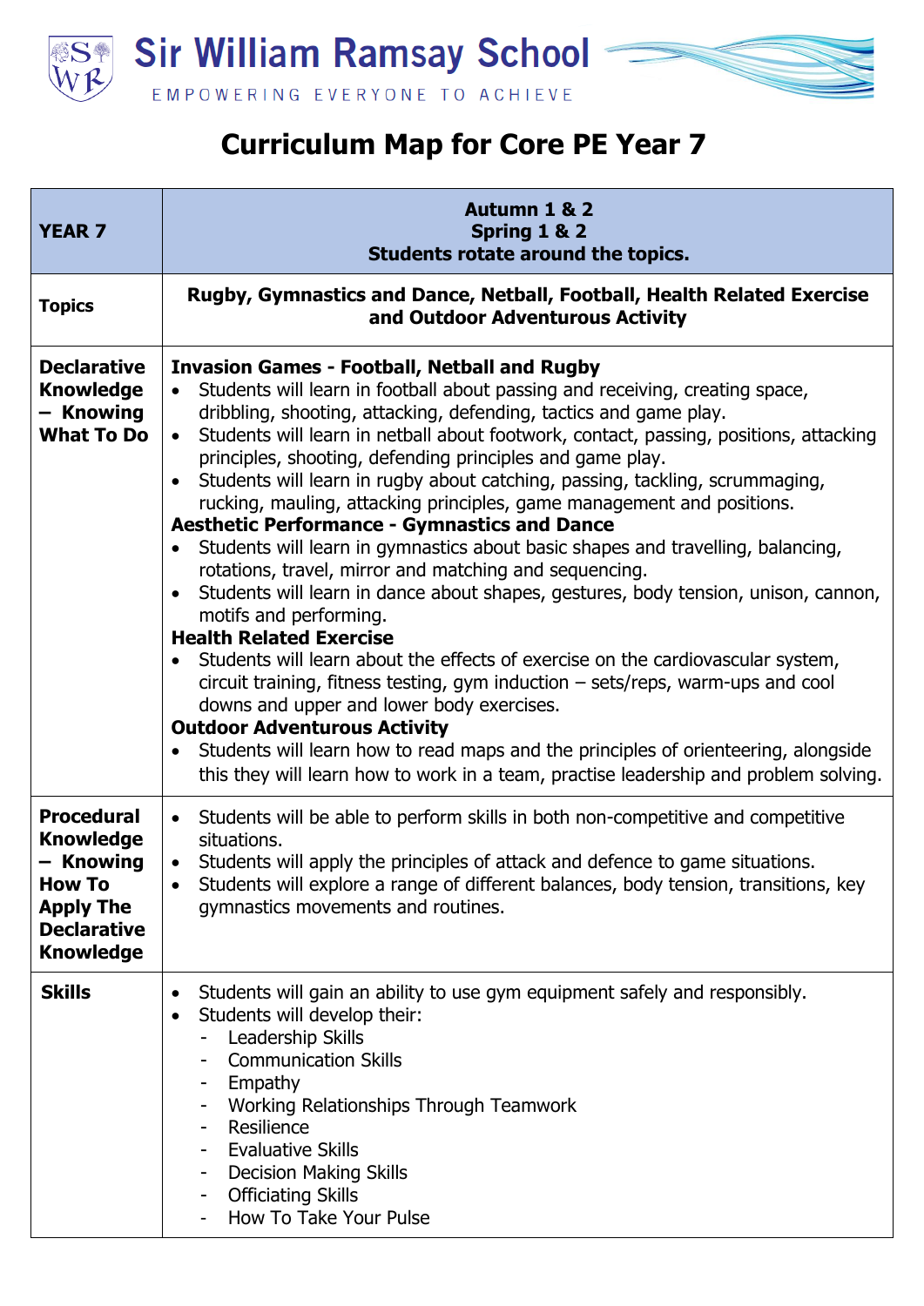Sir William Ramsay School

EMPOWERING EVERYONE TO ACHIEVE

# Curriculum Map for Core PE Year 7

| YEAR 7 | Autumn 1 & 2<br>Spring 1 & 2<br>Students rotate around the topics. |
|---|---|
| **Topics** | **Rugby, Gymnastics and Dance, Netball, Football, Health Related Exercise and Outdoor Adventurous Activity** |
| **Declarative Knowledge – Knowing What To Do** | **Invasion Games - Football, Netball and Rugby**<br>• Students will learn in football about passing and receiving, creating space, dribbling, shooting, attacking, defending, tactics and game play.<br>• Students will learn in netball about footwork, contact, passing, positions, attacking principles, shooting, defending principles and game play.<br>• Students will learn in rugby about catching, passing, tackling, scrummaging, rucking, mauling, attacking principles, game management and positions.<br>**Aesthetic Performance - Gymnastics and Dance**<br>• Students will learn in gymnastics about basic shapes and travelling, balancing, rotations, travel, mirror and matching and sequencing.<br>• Students will learn in dance about shapes, gestures, body tension, unison, cannon, motifs and performing.<br>**Health Related Exercise**<br>• Students will learn about the effects of exercise on the cardiovascular system, circuit training, fitness testing, gym induction – sets/reps, warm-ups and cool downs and upper and lower body exercises.<br>**Outdoor Adventurous Activity**<br>• Students will learn how to read maps and the principles of orienteering, alongside this they will learn how to work in a team, practise leadership and problem solving. |
| **Procedural Knowledge – Knowing How To Apply The Declarative Knowledge** | • Students will be able to perform skills in both non-competitive and competitive situations.<br>• Students will apply the principles of attack and defence to game situations.<br>• Students will explore a range of different balances, body tension, transitions, key gymnastics movements and routines. |
| **Skills** | • Students will gain an ability to use gym equipment safely and responsibly.<br>• Students will develop their:<br>- Leadership Skills<br>- Communication Skills<br>- Empathy<br>- Working Relationships Through Teamwork<br>- Resilience<br>- Evaluative Skills<br>- Decision Making Skills<br>- Officiating Skills<br>- How To Take Your Pulse |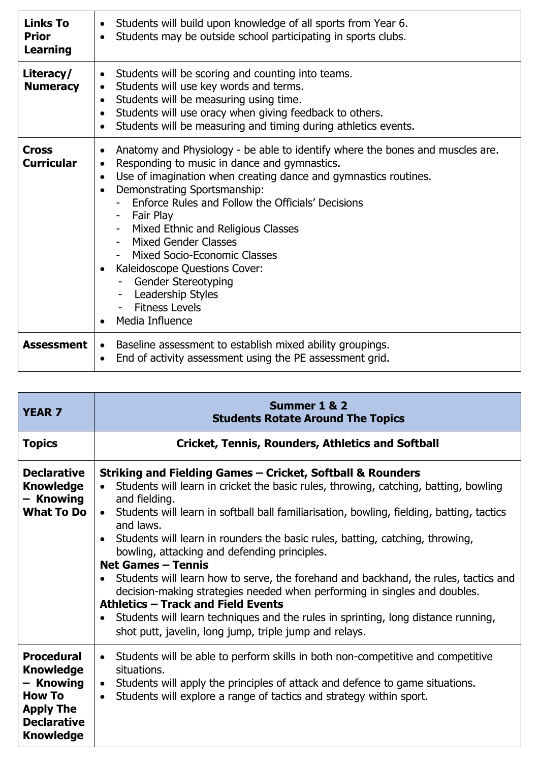| | |
|---|---|
| **Links To Prior Learning** | • Students will build upon knowledge of all sports from Year 6.<br>• Students may be outside school participating in sports clubs. |
| **Literacy/ Numeracy** | • Students will be scoring and counting into teams.<br>• Students will use key words and terms.<br>• Students will be measuring using time.<br>• Students will use oracy when giving feedback to others.<br>• Students will be measuring and timing during athletics events. |
| **Cross Curricular** | • Anatomy and Physiology - be able to identify where the bones and muscles are.<br>• Responding to music in dance and gymnastics.<br>• Use of imagination when creating dance and gymnastics routines.<br>• Demonstrating Sportsmanship:<br>- Enforce Rules and Follow the Officials' Decisions<br>- Fair Play<br>- Mixed Ethnic and Religious Classes<br>- Mixed Gender Classes<br>- Mixed Socio-Economic Classes<br>• Kaleidoscope Questions Cover:<br>- Gender Stereotyping<br>- Leadership Styles<br>- Fitness Levels<br>• Media Influence |
| **Assessment** | • Baseline assessment to establish mixed ability groupings.<br>• End of activity assessment using the PE assessment grid. |

| **YEAR 7** | **Summer 1 & 2**<br>**Students Rotate Around The Topics** |
|---|---|
| **Topics** | **Cricket, Tennis, Rounders, Athletics and Softball** |
| **Declarative Knowledge – Knowing What To Do** | **Striking and Fielding Games – Cricket, Softball & Rounders**<br>• Students will learn in cricket the basic rules, throwing, catching, batting, bowling and fielding.<br>• Students will learn in softball ball familiarisation, bowling, fielding, batting, tactics and laws.<br>• Students will learn in rounders the basic rules, batting, catching, throwing, bowling, attacking and defending principles.<br>**Net Games – Tennis**<br>• Students will learn how to serve, the forehand and backhand, the rules, tactics and decision-making strategies needed when performing in singles and doubles.<br>**Athletics – Track and Field Events**<br>• Students will learn techniques and the rules in sprinting, long distance running, shot putt, javelin, long jump, triple jump and relays. |
| **Procedural Knowledge – Knowing How To Apply The Declarative Knowledge** | • Students will be able to perform skills in both non-competitive and competitive situations.<br>• Students will apply the principles of attack and defence to game situations.<br>• Students will explore a range of tactics and strategy within sport. |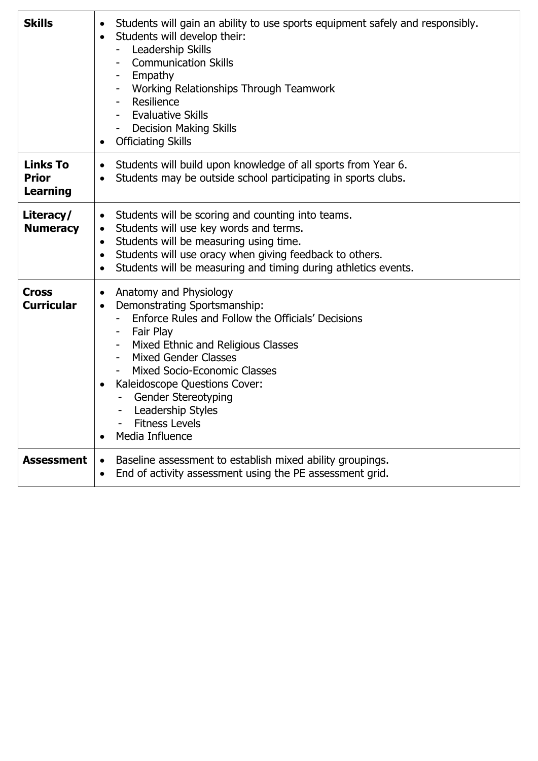| | |
|---|---|
| **Skills** | • Students will gain an ability to use sports equipment safely and responsibly.<br>• Students will develop their:<br>- Leadership Skills<br>- Communication Skills<br>- Empathy<br>- Working Relationships Through Teamwork<br>- Resilience<br>- Evaluative Skills<br>- Decision Making Skills<br>• Officiating Skills |
| **Links To Prior Learning** | • Students will build upon knowledge of all sports from Year 6.<br>• Students may be outside school participating in sports clubs. |
| **Literacy/ Numeracy** | • Students will be scoring and counting into teams.<br>• Students will use key words and terms.<br>• Students will be measuring using time.<br>• Students will use oracy when giving feedback to others.<br>• Students will be measuring and timing during athletics events. |
| **Cross Curricular** | • Anatomy and Physiology<br>• Demonstrating Sportsmanship:<br>- Enforce Rules and Follow the Officials' Decisions<br>- Fair Play<br>- Mixed Ethnic and Religious Classes<br>- Mixed Gender Classes<br>- Mixed Socio-Economic Classes<br>• Kaleidoscope Questions Cover:<br>- Gender Stereotyping<br>- Leadership Styles<br>- Fitness Levels<br>• Media Influence |
| **Assessment** | • Baseline assessment to establish mixed ability groupings.<br>• End of activity assessment using the PE assessment grid. |